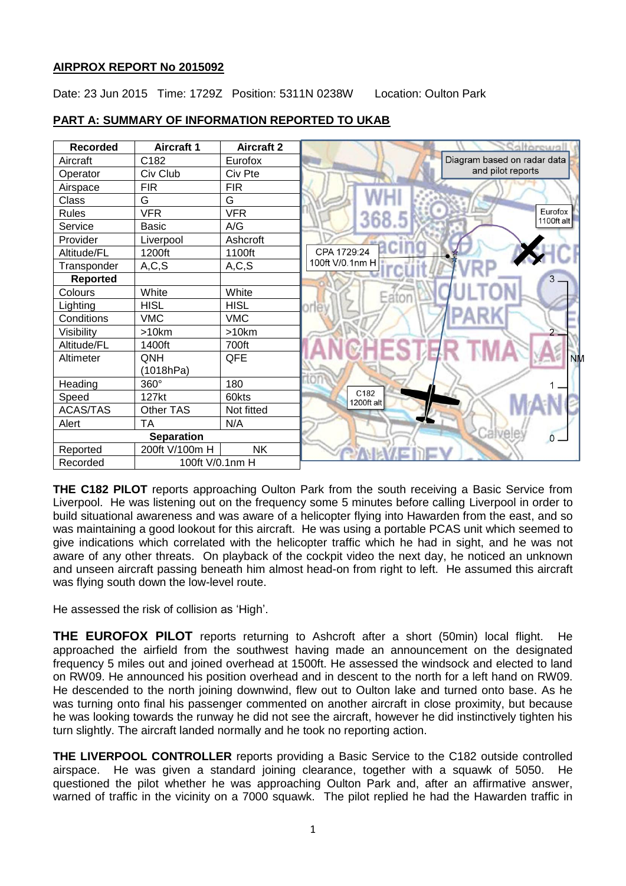**AIRPROX REPORT No 2015092**

Date: 23 Jun 2015 Time: 1729Z Position: 5311N 0238W Location: Oulton Park

**PART A: SUMMARY OF INFORMATION REPORTED TO UKAB**

| Recorded | Aircraft 1 | Aircraft 2 |
|---|---|---|
| Aircraft | C182 | Eurofox |
| Operator | Civ Club | Civ Pte |
| Airspace | FIR | FIR |
| Class | G | G |
| Rules | VFR | VFR |
| Service | Basic | A/G |
| Provider | Liverpool | Ashcroft |
| Altitude/FL | 1200ft | 1100ft |
| Transponder | A,C,S | A,C,S |
| **Reported** | | |
| Colours | White | White |
| Lighting | HISL | HISL |
| Conditions | VMC | VMC |
| Visibility | >10km | >10km |
| Altitude/FL | 1400ft | 700ft |
| Altimeter | QNH (1018hPa) | QFE |
| Heading | 360° | 180 |
| Speed | 127kt | 60kts |
| ACAS/TAS | Other TAS | Not fitted |
| Alert | TA | N/A |
| **Separation** | | |
| Reported | 200ft V/100m H | NK |
| Recorded | 100ft V/0.1nm H | |

Diagram based on radar data and pilot reports

Eurofox 1100ft alt

CPA 1729:24 100ft V/0.1nm H

C182 1200ft alt

**THE C182 PILOT** reports approaching Oulton Park from the south receiving a Basic Service from Liverpool. He was listening out on the frequency some 5 minutes before calling Liverpool in order to build situational awareness and was aware of a helicopter flying into Hawarden from the east, and so was maintaining a good lookout for this aircraft. He was using a portable PCAS unit which seemed to give indications which correlated with the helicopter traffic which he had in sight, and he was not aware of any other threats. On playback of the cockpit video the next day, he noticed an unknown and unseen aircraft passing beneath him almost head-on from right to left. He assumed this aircraft was flying south down the low-level route.

He assessed the risk of collision as 'High'.

**THE EUROFOX PILOT** reports returning to Ashcroft after a short (50min) local flight. He approached the airfield from the southwest having made an announcement on the designated frequency 5 miles out and joined overhead at 1500ft. He assessed the windsock and elected to land on RW09. He announced his position overhead and in descent to the north for a left hand on RW09. He descended to the north joining downwind, flew out to Oulton lake and turned onto base. As he was turning onto final his passenger commented on another aircraft in close proximity, but because he was looking towards the runway he did not see the aircraft, however he did instinctively tighten his turn slightly. The aircraft landed normally and he took no reporting action.

**THE LIVERPOOL CONTROLLER** reports providing a Basic Service to the C182 outside controlled airspace. He was given a standard joining clearance, together with a squawk of 5050. He questioned the pilot whether he was approaching Oulton Park and, after an affirmative answer, warned of traffic in the vicinity on a 7000 squawk. The pilot replied he had the Hawarden traffic in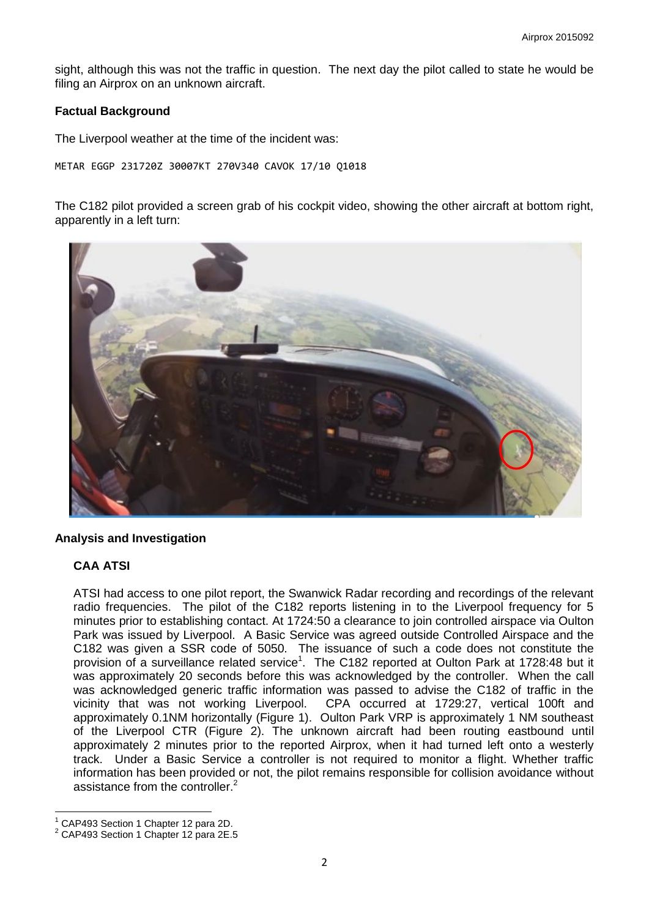sight, although this was not the traffic in question. The next day the pilot called to state he would be filing an Airprox on an unknown aircraft.

### Factual Background

The Liverpool weather at the time of the incident was:

```
METAR EGGP 231720Z 30007KT 270V340 CAVOK 17/10 Q1018
```

The C182 pilot provided a screen grab of his cockpit video, showing the other aircraft at bottom right, apparently in a left turn:

### Analysis and Investigation

#### CAA ATSI

ATSI had access to one pilot report, the Swanwick Radar recording and recordings of the relevant radio frequencies. The pilot of the C182 reports listening in to the Liverpool frequency for 5 minutes prior to establishing contact. At 1724:50 a clearance to join controlled airspace via Oulton Park was issued by Liverpool. A Basic Service was agreed outside Controlled Airspace and the C182 was given a SSR code of 5050. The issuance of such a code does not constitute the provision of a surveillance related service[1]. The C182 reported at Oulton Park at 1728:48 but it was approximately 20 seconds before this was acknowledged by the controller. When the call was acknowledged generic traffic information was passed to advise the C182 of traffic in the vicinity that was not working Liverpool. CPA occurred at 1729:27, vertical 100ft and approximately 0.1NM horizontally (Figure 1). Oulton Park VRP is approximately 1 NM southeast of the Liverpool CTR (Figure 2). The unknown aircraft had been routing eastbound until approximately 2 minutes prior to the reported Airprox, when it had turned left onto a westerly track. Under a Basic Service a controller is not required to monitor a flight. Whether traffic information has been provided or not, the pilot remains responsible for collision avoidance without assistance from the controller.[2]

[1] CAP493 Section 1 Chapter 12 para 2D.

[2] CAP493 Section 1 Chapter 12 para 2E.5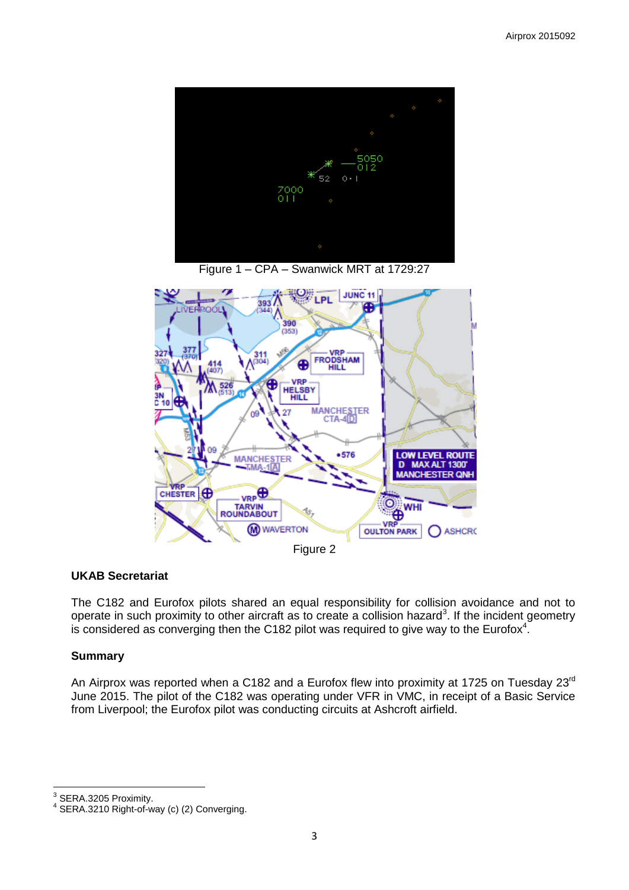Figure 1 – CPA – Swanwick MRT at 1729:27

Figure 2

### UKAB Secretariat

The C182 and Eurofox pilots shared an equal responsibility for collision avoidance and not to operate in such proximity to other aircraft as to create a collision hazard[3]. If the incident geometry is considered as converging then the C182 pilot was required to give way to the Eurofox[4].

### Summary

An Airprox was reported when a C182 and a Eurofox flew into proximity at 1725 on Tuesday 23rd June 2015. The pilot of the C182 was operating under VFR in VMC, in receipt of a Basic Service from Liverpool; the Eurofox pilot was conducting circuits at Ashcroft airfield.

---

[3] SERA.3205 Proximity.

[4] SERA.3210 Right-of-way (c) (2) Converging.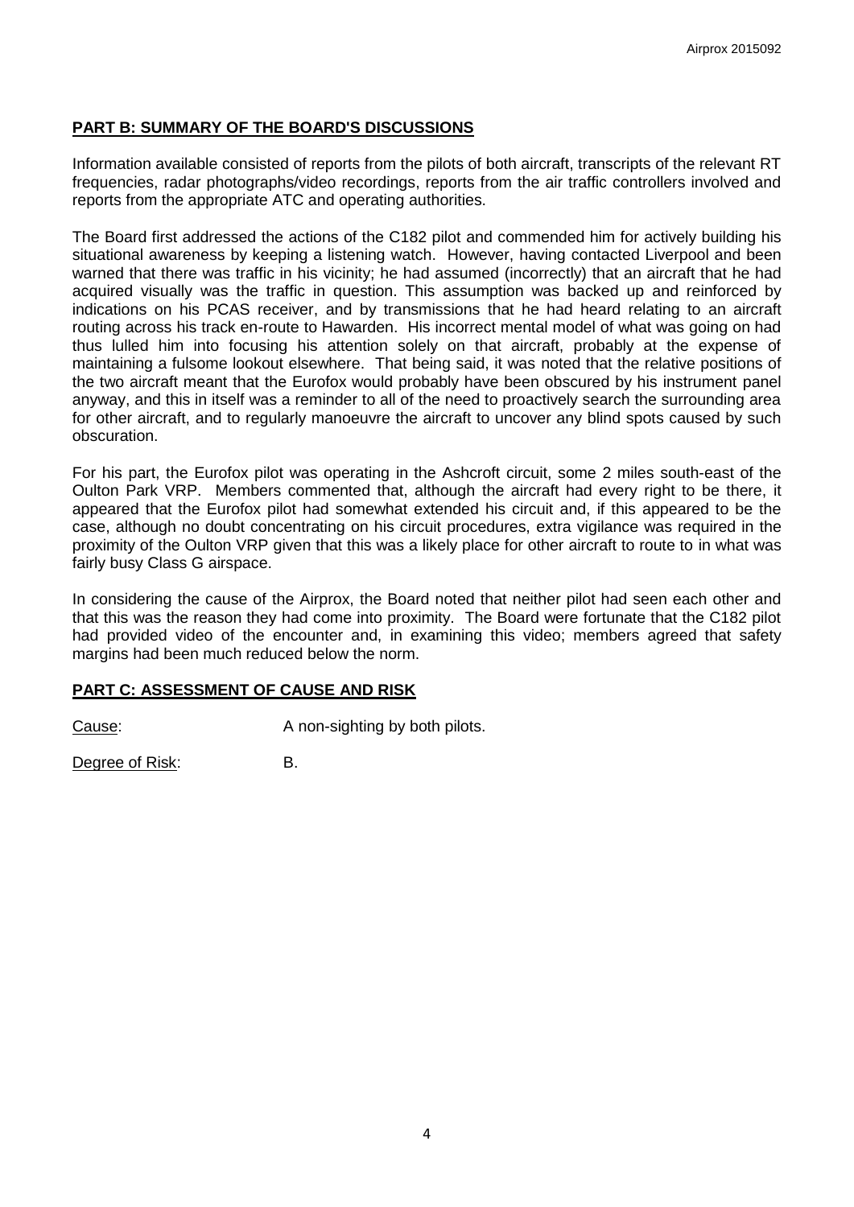## **PART B: SUMMARY OF THE BOARD'S DISCUSSIONS**

Information available consisted of reports from the pilots of both aircraft, transcripts of the relevant RT frequencies, radar photographs/video recordings, reports from the air traffic controllers involved and reports from the appropriate ATC and operating authorities.

The Board first addressed the actions of the C182 pilot and commended him for actively building his situational awareness by keeping a listening watch. However, having contacted Liverpool and been warned that there was traffic in his vicinity; he had assumed (incorrectly) that an aircraft that he had acquired visually was the traffic in question. This assumption was backed up and reinforced by indications on his PCAS receiver, and by transmissions that he had heard relating to an aircraft routing across his track en-route to Hawarden. His incorrect mental model of what was going on had thus lulled him into focusing his attention solely on that aircraft, probably at the expense of maintaining a fulsome lookout elsewhere. That being said, it was noted that the relative positions of the two aircraft meant that the Eurofox would probably have been obscured by his instrument panel anyway, and this in itself was a reminder to all of the need to proactively search the surrounding area for other aircraft, and to regularly manoeuvre the aircraft to uncover any blind spots caused by such obscuration.

For his part, the Eurofox pilot was operating in the Ashcroft circuit, some 2 miles south-east of the Oulton Park VRP. Members commented that, although the aircraft had every right to be there, it appeared that the Eurofox pilot had somewhat extended his circuit and, if this appeared to be the case, although no doubt concentrating on his circuit procedures, extra vigilance was required in the proximity of the Oulton VRP given that this was a likely place for other aircraft to route to in what was fairly busy Class G airspace.

In considering the cause of the Airprox, the Board noted that neither pilot had seen each other and that this was the reason they had come into proximity. The Board were fortunate that the C182 pilot had provided video of the encounter and, in examining this video; members agreed that safety margins had been much reduced below the norm.

## **PART C: ASSESSMENT OF CAUSE AND RISK**

Cause: A non-sighting by both pilots.

Degree of Risk: B.